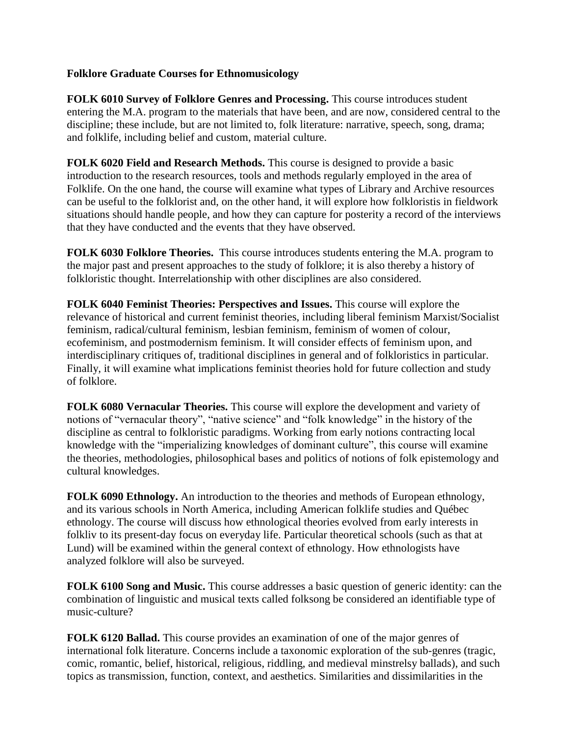**Folklore Graduate Courses for Ethnomusicology**

**FOLK 6010 Survey of Folklore Genres and Processing.** This course introduces student entering the M.A. program to the materials that have been, and are now, considered central to the discipline; these include, but are not limited to, folk literature: narrative, speech, song, drama; and folklife, including belief and custom, material culture.

**FOLK 6020 Field and Research Methods.** This course is designed to provide a basic introduction to the research resources, tools and methods regularly employed in the area of Folklife. On the one hand, the course will examine what types of Library and Archive resources can be useful to the folklorist and, on the other hand, it will explore how folkloristis in fieldwork situations should handle people, and how they can capture for posterity a record of the interviews that they have conducted and the events that they have observed.

**FOLK 6030 Folklore Theories.** This course introduces students entering the M.A. program to the major past and present approaches to the study of folklore; it is also thereby a history of folkloristic thought. Interrelationship with other disciplines are also considered.

**FOLK 6040 Feminist Theories: Perspectives and Issues.** This course will explore the relevance of historical and current feminist theories, including liberal feminism Marxist/Socialist feminism, radical/cultural feminism, lesbian feminism, feminism of women of colour, ecofeminism, and postmodernism feminism. It will consider effects of feminism upon, and interdisciplinary critiques of, traditional disciplines in general and of folkloristics in particular. Finally, it will examine what implications feminist theories hold for future collection and study of folklore.

**FOLK 6080 Vernacular Theories.** This course will explore the development and variety of notions of "vernacular theory", "native science" and "folk knowledge" in the history of the discipline as central to folkloristic paradigms. Working from early notions contracting local knowledge with the "imperializing knowledges of dominant culture", this course will examine the theories, methodologies, philosophical bases and politics of notions of folk epistemology and cultural knowledges.

**FOLK 6090 Ethnology.** An introduction to the theories and methods of European ethnology, and its various schools in North America, including American folklife studies and Québec ethnology. The course will discuss how ethnological theories evolved from early interests in folkliv to its present-day focus on everyday life. Particular theoretical schools (such as that at Lund) will be examined within the general context of ethnology. How ethnologists have analyzed folklore will also be surveyed.

**FOLK 6100 Song and Music.** This course addresses a basic question of generic identity: can the combination of linguistic and musical texts called folksong be considered an identifiable type of music-culture?

**FOLK 6120 Ballad.** This course provides an examination of one of the major genres of international folk literature. Concerns include a taxonomic exploration of the sub-genres (tragic, comic, romantic, belief, historical, religious, riddling, and medieval minstrelsy ballads), and such topics as transmission, function, context, and aesthetics. Similarities and dissimilarities in the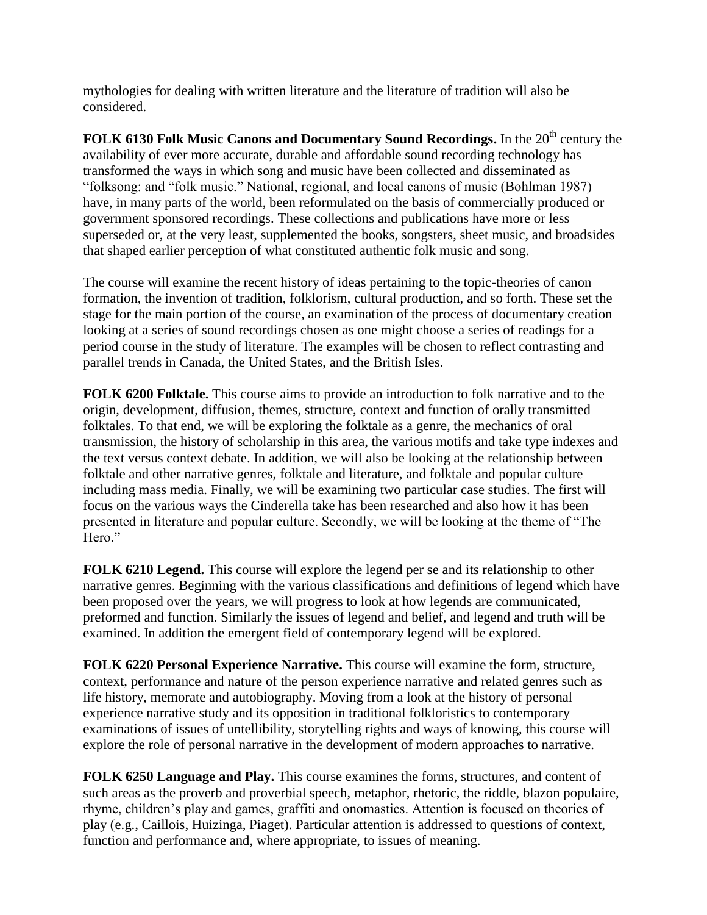mythologies for dealing with written literature and the literature of tradition will also be considered.

**FOLK 6130 Folk Music Canons and Documentary Sound Recordings.** In the 20th century the availability of ever more accurate, durable and affordable sound recording technology has transformed the ways in which song and music have been collected and disseminated as "folksong: and "folk music." National, regional, and local canons of music (Bohlman 1987) have, in many parts of the world, been reformulated on the basis of commercially produced or government sponsored recordings. These collections and publications have more or less superseded or, at the very least, supplemented the books, songsters, sheet music, and broadsides that shaped earlier perception of what constituted authentic folk music and song.

The course will examine the recent history of ideas pertaining to the topic-theories of canon formation, the invention of tradition, folklorism, cultural production, and so forth. These set the stage for the main portion of the course, an examination of the process of documentary creation looking at a series of sound recordings chosen as one might choose a series of readings for a period course in the study of literature. The examples will be chosen to reflect contrasting and parallel trends in Canada, the United States, and the British Isles.

**FOLK 6200 Folktale.** This course aims to provide an introduction to folk narrative and to the origin, development, diffusion, themes, structure, context and function of orally transmitted folktales. To that end, we will be exploring the folktale as a genre, the mechanics of oral transmission, the history of scholarship in this area, the various motifs and take type indexes and the text versus context debate. In addition, we will also be looking at the relationship between folktale and other narrative genres, folktale and literature, and folktale and popular culture – including mass media. Finally, we will be examining two particular case studies. The first will focus on the various ways the Cinderella take has been researched and also how it has been presented in literature and popular culture. Secondly, we will be looking at the theme of "The Hero."

**FOLK 6210 Legend.** This course will explore the legend per se and its relationship to other narrative genres. Beginning with the various classifications and definitions of legend which have been proposed over the years, we will progress to look at how legends are communicated, preformed and function. Similarly the issues of legend and belief, and legend and truth will be examined. In addition the emergent field of contemporary legend will be explored.

**FOLK 6220 Personal Experience Narrative.** This course will examine the form, structure, context, performance and nature of the person experience narrative and related genres such as life history, memorate and autobiography. Moving from a look at the history of personal experience narrative study and its opposition in traditional folkloristics to contemporary examinations of issues of untellibility, storytelling rights and ways of knowing, this course will explore the role of personal narrative in the development of modern approaches to narrative.

**FOLK 6250 Language and Play.** This course examines the forms, structures, and content of such areas as the proverb and proverbial speech, metaphor, rhetoric, the riddle, blazon populaire, rhyme, children's play and games, graffiti and onomastics. Attention is focused on theories of play (e.g., Caillois, Huizinga, Piaget). Particular attention is addressed to questions of context, function and performance and, where appropriate, to issues of meaning.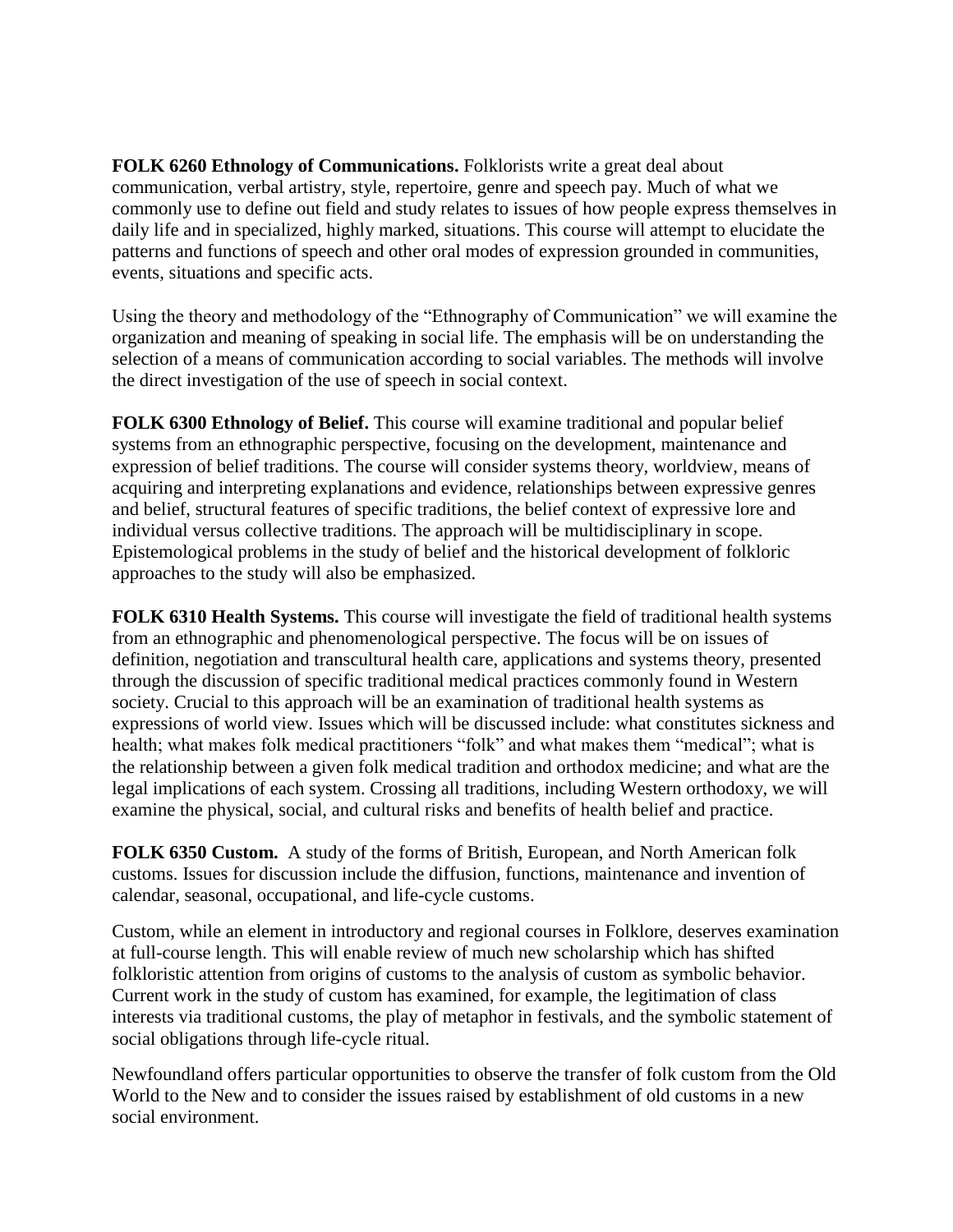**FOLK 6260 Ethnology of Communications.** Folklorists write a great deal about communication, verbal artistry, style, repertoire, genre and speech pay. Much of what we commonly use to define out field and study relates to issues of how people express themselves in daily life and in specialized, highly marked, situations. This course will attempt to elucidate the patterns and functions of speech and other oral modes of expression grounded in communities, events, situations and specific acts.

Using the theory and methodology of the "Ethnography of Communication" we will examine the organization and meaning of speaking in social life. The emphasis will be on understanding the selection of a means of communication according to social variables. The methods will involve the direct investigation of the use of speech in social context.

**FOLK 6300 Ethnology of Belief.** This course will examine traditional and popular belief systems from an ethnographic perspective, focusing on the development, maintenance and expression of belief traditions. The course will consider systems theory, worldview, means of acquiring and interpreting explanations and evidence, relationships between expressive genres and belief, structural features of specific traditions, the belief context of expressive lore and individual versus collective traditions. The approach will be multidisciplinary in scope. Epistemological problems in the study of belief and the historical development of folkloric approaches to the study will also be emphasized.

**FOLK 6310 Health Systems.** This course will investigate the field of traditional health systems from an ethnographic and phenomenological perspective. The focus will be on issues of definition, negotiation and transcultural health care, applications and systems theory, presented through the discussion of specific traditional medical practices commonly found in Western society. Crucial to this approach will be an examination of traditional health systems as expressions of world view. Issues which will be discussed include: what constitutes sickness and health; what makes folk medical practitioners "folk" and what makes them "medical"; what is the relationship between a given folk medical tradition and orthodox medicine; and what are the legal implications of each system. Crossing all traditions, including Western orthodoxy, we will examine the physical, social, and cultural risks and benefits of health belief and practice.

**FOLK 6350 Custom.** A study of the forms of British, European, and North American folk customs. Issues for discussion include the diffusion, functions, maintenance and invention of calendar, seasonal, occupational, and life-cycle customs.

Custom, while an element in introductory and regional courses in Folklore, deserves examination at full-course length. This will enable review of much new scholarship which has shifted folkloristic attention from origins of customs to the analysis of custom as symbolic behavior. Current work in the study of custom has examined, for example, the legitimation of class interests via traditional customs, the play of metaphor in festivals, and the symbolic statement of social obligations through life-cycle ritual.

Newfoundland offers particular opportunities to observe the transfer of folk custom from the Old World to the New and to consider the issues raised by establishment of old customs in a new social environment.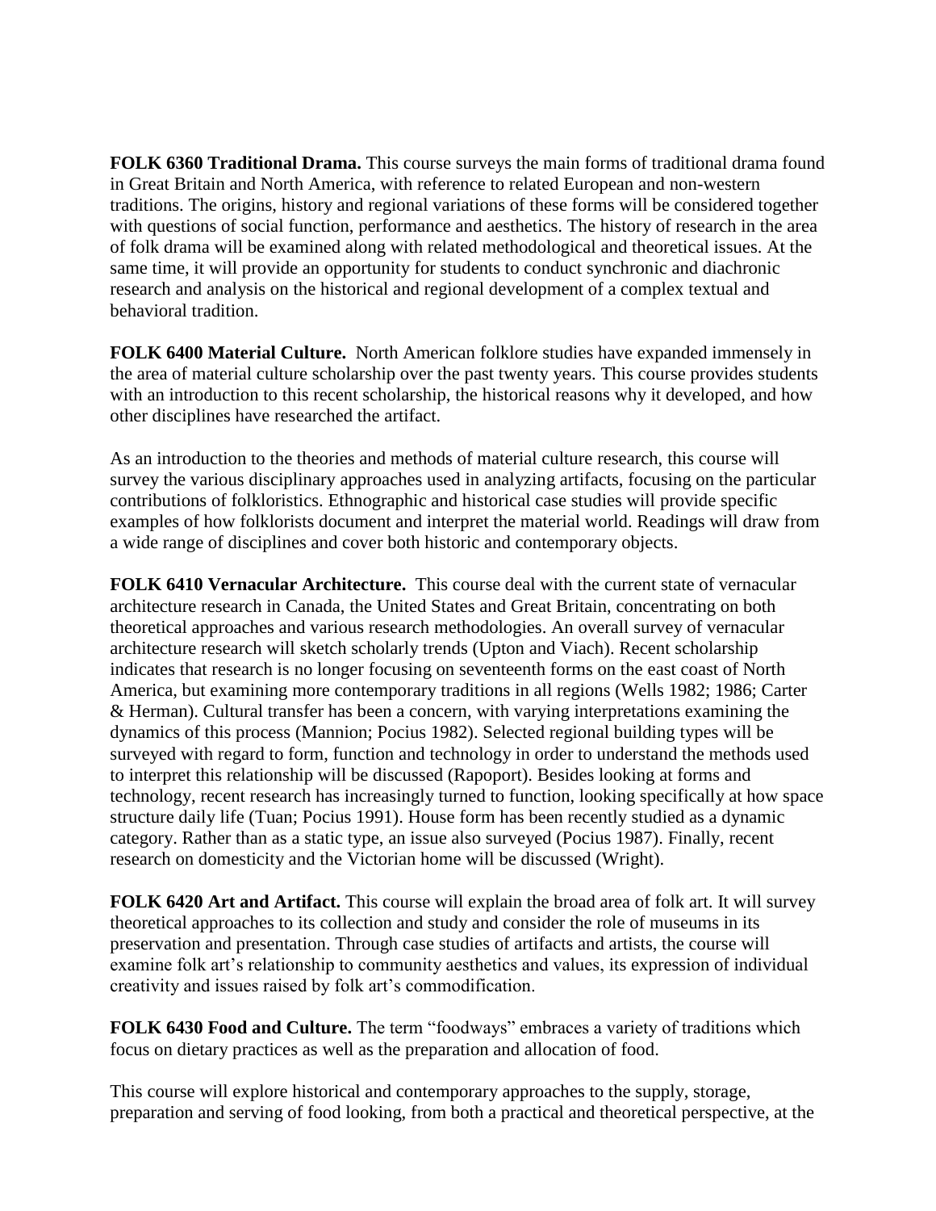**FOLK 6360 Traditional Drama.** This course surveys the main forms of traditional drama found in Great Britain and North America, with reference to related European and non-western traditions. The origins, history and regional variations of these forms will be considered together with questions of social function, performance and aesthetics. The history of research in the area of folk drama will be examined along with related methodological and theoretical issues. At the same time, it will provide an opportunity for students to conduct synchronic and diachronic research and analysis on the historical and regional development of a complex textual and behavioral tradition.

**FOLK 6400 Material Culture.** North American folklore studies have expanded immensely in the area of material culture scholarship over the past twenty years. This course provides students with an introduction to this recent scholarship, the historical reasons why it developed, and how other disciplines have researched the artifact.

As an introduction to the theories and methods of material culture research, this course will survey the various disciplinary approaches used in analyzing artifacts, focusing on the particular contributions of folkloristics. Ethnographic and historical case studies will provide specific examples of how folklorists document and interpret the material world. Readings will draw from a wide range of disciplines and cover both historic and contemporary objects.

**FOLK 6410 Vernacular Architecture.** This course deal with the current state of vernacular architecture research in Canada, the United States and Great Britain, concentrating on both theoretical approaches and various research methodologies. An overall survey of vernacular architecture research will sketch scholarly trends (Upton and Viach). Recent scholarship indicates that research is no longer focusing on seventeenth forms on the east coast of North America, but examining more contemporary traditions in all regions (Wells 1982; 1986; Carter & Herman). Cultural transfer has been a concern, with varying interpretations examining the dynamics of this process (Mannion; Pocius 1982). Selected regional building types will be surveyed with regard to form, function and technology in order to understand the methods used to interpret this relationship will be discussed (Rapoport). Besides looking at forms and technology, recent research has increasingly turned to function, looking specifically at how space structure daily life (Tuan; Pocius 1991). House form has been recently studied as a dynamic category. Rather than as a static type, an issue also surveyed (Pocius 1987). Finally, recent research on domesticity and the Victorian home will be discussed (Wright).

**FOLK 6420 Art and Artifact.** This course will explain the broad area of folk art. It will survey theoretical approaches to its collection and study and consider the role of museums in its preservation and presentation. Through case studies of artifacts and artists, the course will examine folk art's relationship to community aesthetics and values, its expression of individual creativity and issues raised by folk art's commodification.

**FOLK 6430 Food and Culture.** The term "foodways" embraces a variety of traditions which focus on dietary practices as well as the preparation and allocation of food.

This course will explore historical and contemporary approaches to the supply, storage, preparation and serving of food looking, from both a practical and theoretical perspective, at the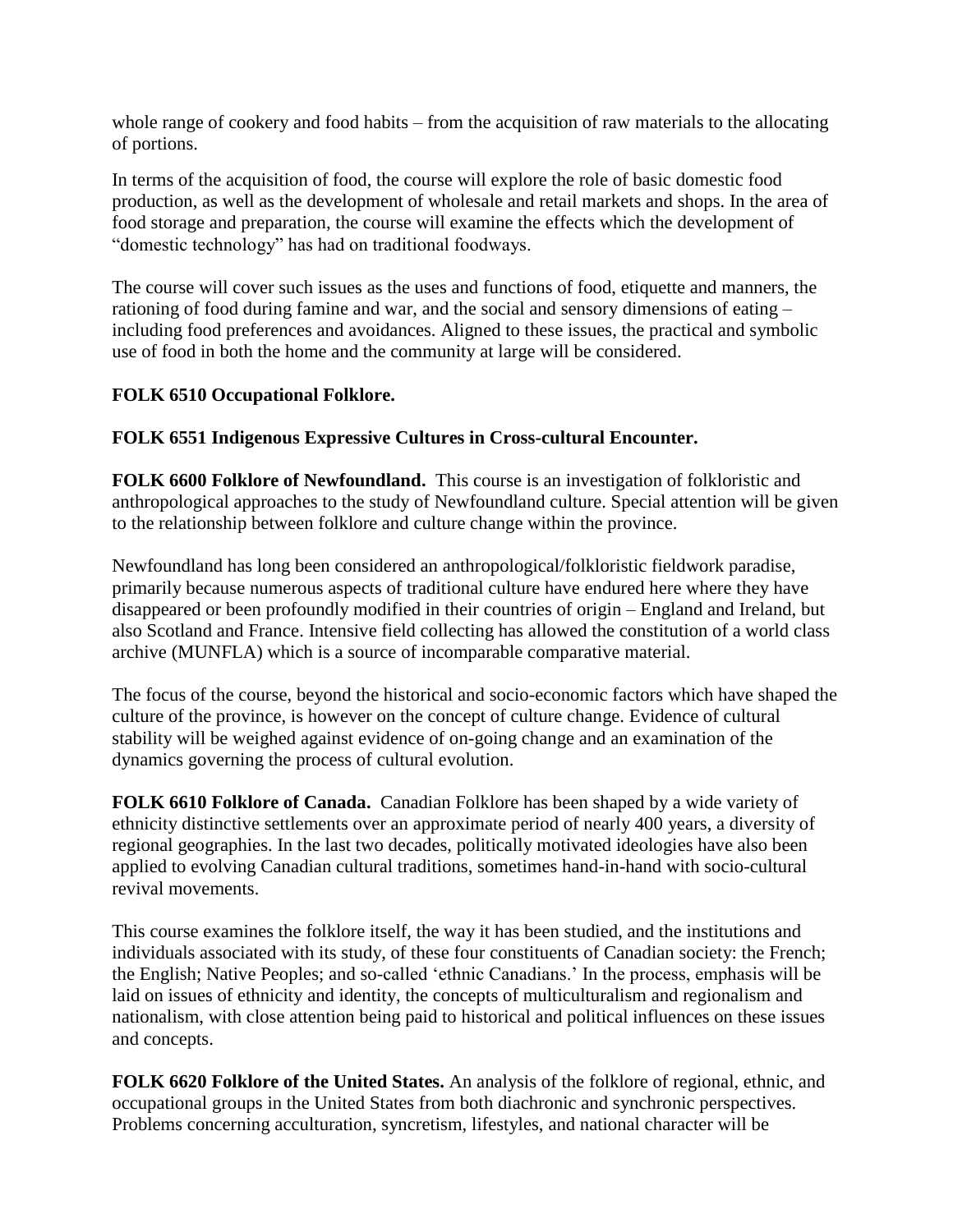whole range of cookery and food habits – from the acquisition of raw materials to the allocating of portions.

In terms of the acquisition of food, the course will explore the role of basic domestic food production, as well as the development of wholesale and retail markets and shops. In the area of food storage and preparation, the course will examine the effects which the development of "domestic technology" has had on traditional foodways.

The course will cover such issues as the uses and functions of food, etiquette and manners, the rationing of food during famine and war, and the social and sensory dimensions of eating – including food preferences and avoidances. Aligned to these issues, the practical and symbolic use of food in both the home and the community at large will be considered.

**FOLK 6510 Occupational Folklore.**

**FOLK 6551 Indigenous Expressive Cultures in Cross-cultural Encounter.**

**FOLK 6600 Folklore of Newfoundland.** This course is an investigation of folkloristic and anthropological approaches to the study of Newfoundland culture. Special attention will be given to the relationship between folklore and culture change within the province.

Newfoundland has long been considered an anthropological/folkloristic fieldwork paradise, primarily because numerous aspects of traditional culture have endured here where they have disappeared or been profoundly modified in their countries of origin – England and Ireland, but also Scotland and France. Intensive field collecting has allowed the constitution of a world class archive (MUNFLA) which is a source of incomparable comparative material.

The focus of the course, beyond the historical and socio-economic factors which have shaped the culture of the province, is however on the concept of culture change. Evidence of cultural stability will be weighed against evidence of on-going change and an examination of the dynamics governing the process of cultural evolution.

**FOLK 6610 Folklore of Canada.** Canadian Folklore has been shaped by a wide variety of ethnicity distinctive settlements over an approximate period of nearly 400 years, a diversity of regional geographies. In the last two decades, politically motivated ideologies have also been applied to evolving Canadian cultural traditions, sometimes hand-in-hand with socio-cultural revival movements.

This course examines the folklore itself, the way it has been studied, and the institutions and individuals associated with its study, of these four constituents of Canadian society: the French; the English; Native Peoples; and so-called 'ethnic Canadians.' In the process, emphasis will be laid on issues of ethnicity and identity, the concepts of multiculturalism and regionalism and nationalism, with close attention being paid to historical and political influences on these issues and concepts.

**FOLK 6620 Folklore of the United States.** An analysis of the folklore of regional, ethnic, and occupational groups in the United States from both diachronic and synchronic perspectives. Problems concerning acculturation, syncretism, lifestyles, and national character will be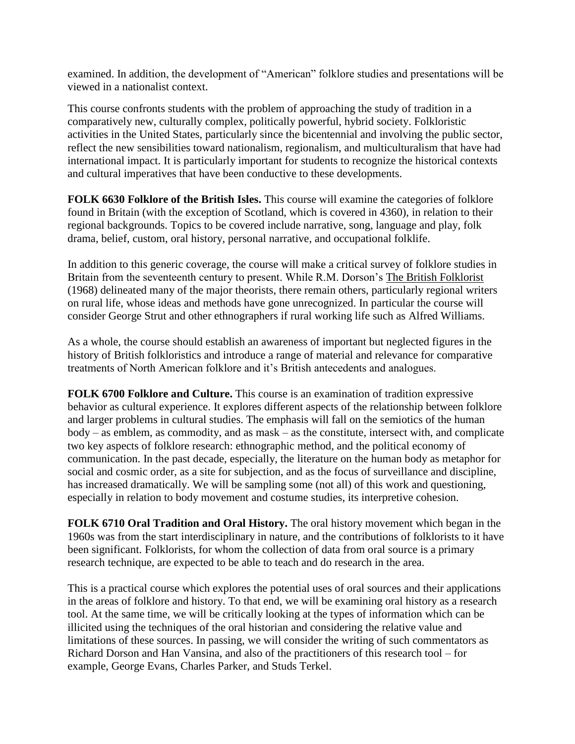examined. In addition, the development of "American" folklore studies and presentations will be viewed in a nationalist context.

This course confronts students with the problem of approaching the study of tradition in a comparatively new, culturally complex, politically powerful, hybrid society. Folkloristic activities in the United States, particularly since the bicentennial and involving the public sector, reflect the new sensibilities toward nationalism, regionalism, and multiculturalism that have had international impact. It is particularly important for students to recognize the historical contexts and cultural imperatives that have been conductive to these developments.

**FOLK 6630 Folklore of the British Isles.** This course will examine the categories of folklore found in Britain (with the exception of Scotland, which is covered in 4360), in relation to their regional backgrounds. Topics to be covered include narrative, song, language and play, folk drama, belief, custom, oral history, personal narrative, and occupational folklife.

In addition to this generic coverage, the course will make a critical survey of folklore studies in Britain from the seventeenth century to present. While R.M. Dorson's <u>The British Folklorist</u> (1968) delineated many of the major theorists, there remain others, particularly regional writers on rural life, whose ideas and methods have gone unrecognized. In particular the course will consider George Strut and other ethnographers if rural working life such as Alfred Williams.

As a whole, the course should establish an awareness of important but neglected figures in the history of British folkloristics and introduce a range of material and relevance for comparative treatments of North American folklore and it's British antecedents and analogues.

**FOLK 6700 Folklore and Culture.** This course is an examination of tradition expressive behavior as cultural experience. It explores different aspects of the relationship between folklore and larger problems in cultural studies. The emphasis will fall on the semiotics of the human body – as emblem, as commodity, and as mask – as the constitute, intersect with, and complicate two key aspects of folklore research: ethnographic method, and the political economy of communication. In the past decade, especially, the literature on the human body as metaphor for social and cosmic order, as a site for subjection, and as the focus of surveillance and discipline, has increased dramatically. We will be sampling some (not all) of this work and questioning, especially in relation to body movement and costume studies, its interpretive cohesion.

**FOLK 6710 Oral Tradition and Oral History.** The oral history movement which began in the 1960s was from the start interdisciplinary in nature, and the contributions of folklorists to it have been significant. Folklorists, for whom the collection of data from oral source is a primary research technique, are expected to be able to teach and do research in the area.

This is a practical course which explores the potential uses of oral sources and their applications in the areas of folklore and history. To that end, we will be examining oral history as a research tool. At the same time, we will be critically looking at the types of information which can be illicited using the techniques of the oral historian and considering the relative value and limitations of these sources. In passing, we will consider the writing of such commentators as Richard Dorson and Han Vansina, and also of the practitioners of this research tool – for example, George Evans, Charles Parker, and Studs Terkel.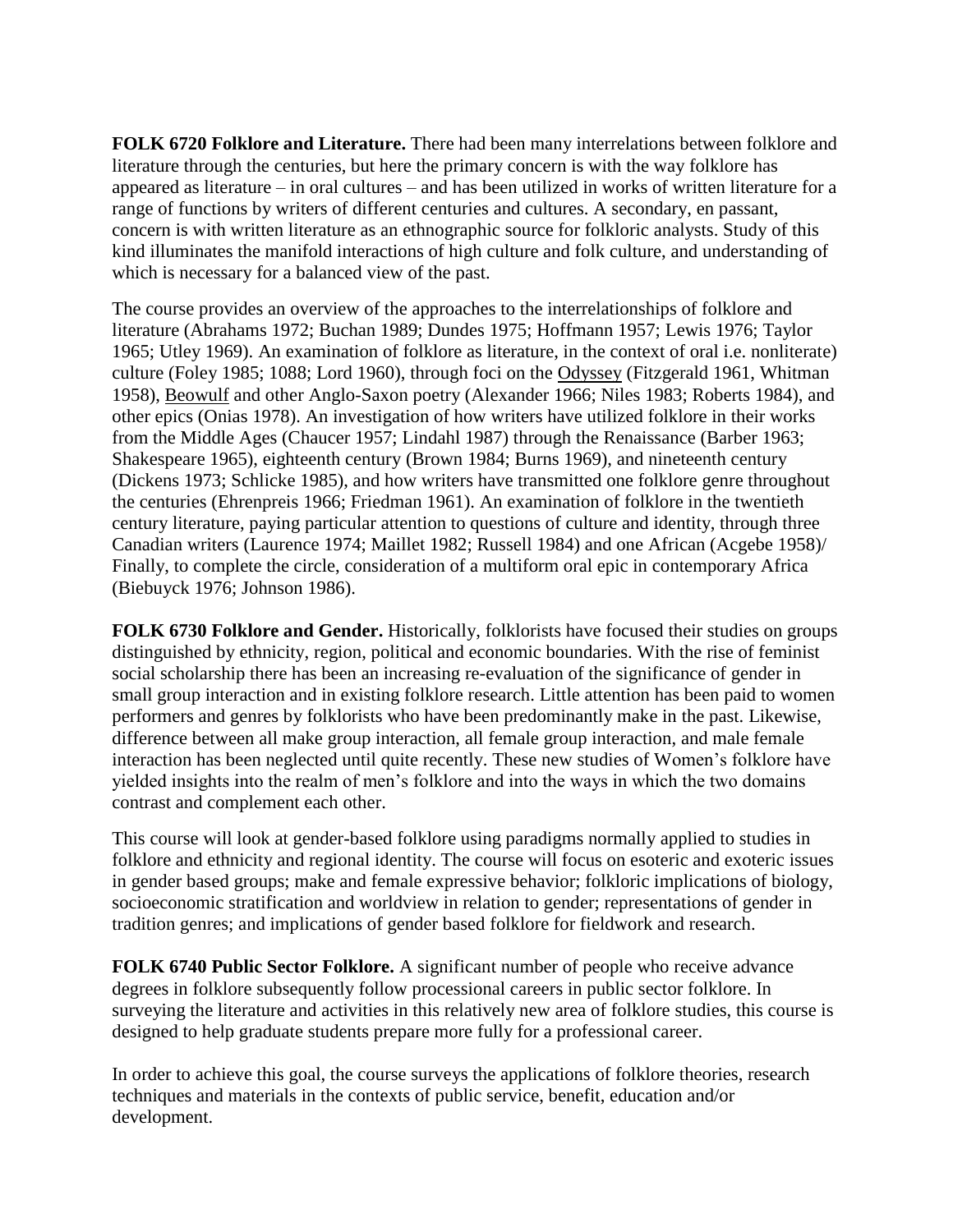**FOLK 6720 Folklore and Literature.** There had been many interrelations between folklore and literature through the centuries, but here the primary concern is with the way folklore has appeared as literature – in oral cultures – and has been utilized in works of written literature for a range of functions by writers of different centuries and cultures. A secondary, en passant, concern is with written literature as an ethnographic source for folkloric analysts. Study of this kind illuminates the manifold interactions of high culture and folk culture, and understanding of which is necessary for a balanced view of the past.

The course provides an overview of the approaches to the interrelationships of folklore and literature (Abrahams 1972; Buchan 1989; Dundes 1975; Hoffmann 1957; Lewis 1976; Taylor 1965; Utley 1969). An examination of folklore as literature, in the context of oral i.e. nonliterate) culture (Foley 1985; 1088; Lord 1960), through foci on the Odyssey (Fitzgerald 1961, Whitman 1958), Beowulf and other Anglo-Saxon poetry (Alexander 1966; Niles 1983; Roberts 1984), and other epics (Onias 1978). An investigation of how writers have utilized folklore in their works from the Middle Ages (Chaucer 1957; Lindahl 1987) through the Renaissance (Barber 1963; Shakespeare 1965), eighteenth century (Brown 1984; Burns 1969), and nineteenth century (Dickens 1973; Schlicke 1985), and how writers have transmitted one folklore genre throughout the centuries (Ehrenpreis 1966; Friedman 1961). An examination of folklore in the twentieth century literature, paying particular attention to questions of culture and identity, through three Canadian writers (Laurence 1974; Maillet 1982; Russell 1984) and one African (Acgebe 1958)/ Finally, to complete the circle, consideration of a multiform oral epic in contemporary Africa (Biebuyck 1976; Johnson 1986).

**FOLK 6730 Folklore and Gender.** Historically, folklorists have focused their studies on groups distinguished by ethnicity, region, political and economic boundaries. With the rise of feminist social scholarship there has been an increasing re-evaluation of the significance of gender in small group interaction and in existing folklore research. Little attention has been paid to women performers and genres by folklorists who have been predominantly make in the past. Likewise, difference between all make group interaction, all female group interaction, and male female interaction has been neglected until quite recently. These new studies of Women's folklore have yielded insights into the realm of men's folklore and into the ways in which the two domains contrast and complement each other.

This course will look at gender-based folklore using paradigms normally applied to studies in folklore and ethnicity and regional identity. The course will focus on esoteric and exoteric issues in gender based groups; make and female expressive behavior; folkloric implications of biology, socioeconomic stratification and worldview in relation to gender; representations of gender in tradition genres; and implications of gender based folklore for fieldwork and research.

**FOLK 6740 Public Sector Folklore.** A significant number of people who receive advance degrees in folklore subsequently follow processional careers in public sector folklore. In surveying the literature and activities in this relatively new area of folklore studies, this course is designed to help graduate students prepare more fully for a professional career.

In order to achieve this goal, the course surveys the applications of folklore theories, research techniques and materials in the contexts of public service, benefit, education and/or development.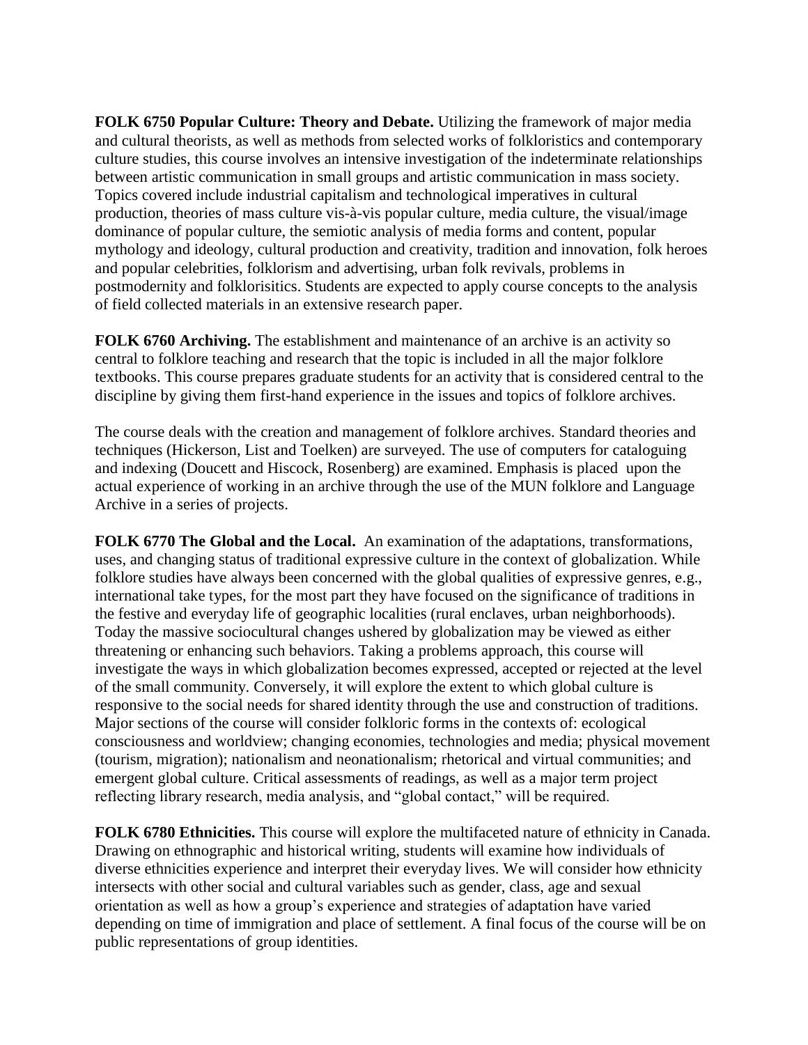**FOLK 6750 Popular Culture: Theory and Debate.** Utilizing the framework of major media and cultural theorists, as well as methods from selected works of folkloristics and contemporary culture studies, this course involves an intensive investigation of the indeterminate relationships between artistic communication in small groups and artistic communication in mass society. Topics covered include industrial capitalism and technological imperatives in cultural production, theories of mass culture vis-à-vis popular culture, media culture, the visual/image dominance of popular culture, the semiotic analysis of media forms and content, popular mythology and ideology, cultural production and creativity, tradition and innovation, folk heroes and popular celebrities, folklorism and advertising, urban folk revivals, problems in postmodernity and folklorisitics. Students are expected to apply course concepts to the analysis of field collected materials in an extensive research paper.

**FOLK 6760 Archiving.** The establishment and maintenance of an archive is an activity so central to folklore teaching and research that the topic is included in all the major folklore textbooks. This course prepares graduate students for an activity that is considered central to the discipline by giving them first-hand experience in the issues and topics of folklore archives.

The course deals with the creation and management of folklore archives. Standard theories and techniques (Hickerson, List and Toelken) are surveyed. The use of computers for cataloguing and indexing (Doucett and Hiscock, Rosenberg) are examined. Emphasis is placed upon the actual experience of working in an archive through the use of the MUN folklore and Language Archive in a series of projects.

**FOLK 6770 The Global and the Local.** An examination of the adaptations, transformations, uses, and changing status of traditional expressive culture in the context of globalization. While folklore studies have always been concerned with the global qualities of expressive genres, e.g., international take types, for the most part they have focused on the significance of traditions in the festive and everyday life of geographic localities (rural enclaves, urban neighborhoods). Today the massive sociocultural changes ushered by globalization may be viewed as either threatening or enhancing such behaviors. Taking a problems approach, this course will investigate the ways in which globalization becomes expressed, accepted or rejected at the level of the small community. Conversely, it will explore the extent to which global culture is responsive to the social needs for shared identity through the use and construction of traditions. Major sections of the course will consider folkloric forms in the contexts of: ecological consciousness and worldview; changing economies, technologies and media; physical movement (tourism, migration); nationalism and neonationalism; rhetorical and virtual communities; and emergent global culture. Critical assessments of readings, as well as a major term project reflecting library research, media analysis, and "global contact," will be required.

**FOLK 6780 Ethnicities.** This course will explore the multifaceted nature of ethnicity in Canada. Drawing on ethnographic and historical writing, students will examine how individuals of diverse ethnicities experience and interpret their everyday lives. We will consider how ethnicity intersects with other social and cultural variables such as gender, class, age and sexual orientation as well as how a group's experience and strategies of adaptation have varied depending on time of immigration and place of settlement. A final focus of the course will be on public representations of group identities.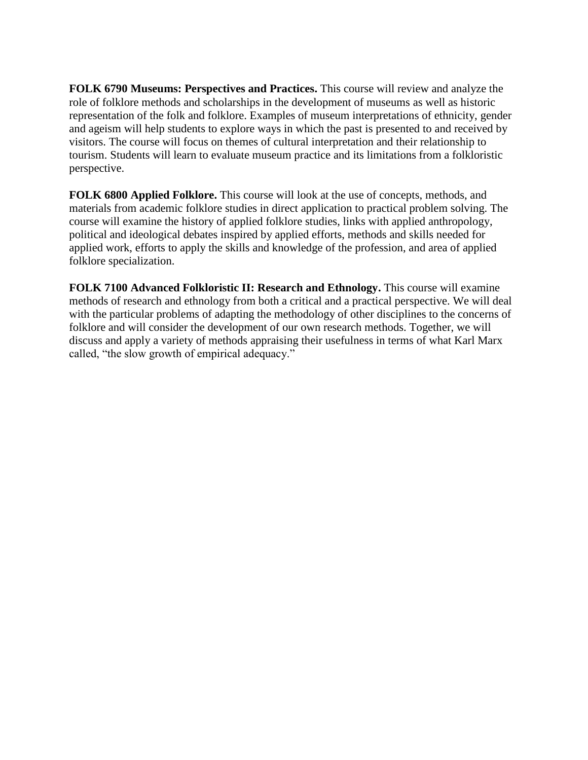**FOLK 6790 Museums: Perspectives and Practices.** This course will review and analyze the role of folklore methods and scholarships in the development of museums as well as historic representation of the folk and folklore. Examples of museum interpretations of ethnicity, gender and ageism will help students to explore ways in which the past is presented to and received by visitors. The course will focus on themes of cultural interpretation and their relationship to tourism. Students will learn to evaluate museum practice and its limitations from a folkloristic perspective.

**FOLK 6800 Applied Folklore.** This course will look at the use of concepts, methods, and materials from academic folklore studies in direct application to practical problem solving. The course will examine the history of applied folklore studies, links with applied anthropology, political and ideological debates inspired by applied efforts, methods and skills needed for applied work, efforts to apply the skills and knowledge of the profession, and area of applied folklore specialization.

**FOLK 7100 Advanced Folkloristic II: Research and Ethnology.** This course will examine methods of research and ethnology from both a critical and a practical perspective. We will deal with the particular problems of adapting the methodology of other disciplines to the concerns of folklore and will consider the development of our own research methods. Together, we will discuss and apply a variety of methods appraising their usefulness in terms of what Karl Marx called, "the slow growth of empirical adequacy."